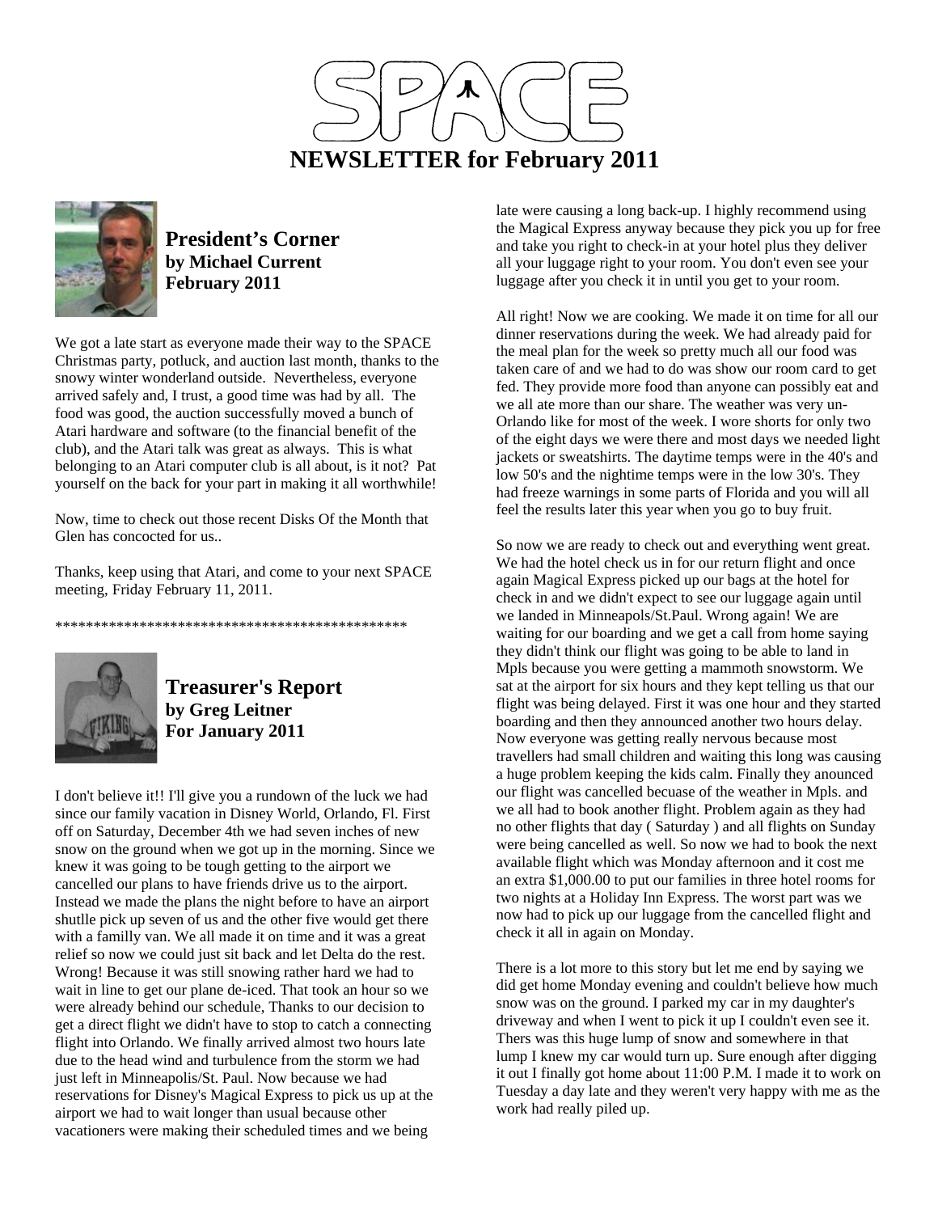# SPACE

# NEWSLETTER for February 2011

## President's Corner
### by Michael Current
### February 2011

We got a late start as everyone made their way to the SPACE Christmas party, potluck, and auction last month, thanks to the snowy winter wonderland outside. Nevertheless, everyone arrived safely and, I trust, a good time was had by all. The food was good, the auction successfully moved a bunch of Atari hardware and software (to the financial benefit of the club), and the Atari talk was great as always. This is what belonging to an Atari computer club is all about, is it not? Pat yourself on the back for your part in making it all worthwhile!

Now, time to check out those recent Disks Of the Month that Glen has concocted for us..

Thanks, keep using that Atari, and come to your next SPACE meeting, Friday February 11, 2011.

**********************************************

## Treasurer's Report
### by Greg Leitner
### For January 2011

I don't believe it!! I'll give you a rundown of the luck we had since our family vacation in Disney World, Orlando, Fl. First off on Saturday, December 4th we had seven inches of new snow on the ground when we got up in the morning. Since we knew it was going to be tough getting to the airport we cancelled our plans to have friends drive us to the airport. Instead we made the plans the night before to have an airport shutlle pick up seven of us and the other five would get there with a familly van. We all made it on time and it was a great relief so now we could just sit back and let Delta do the rest. Wrong! Because it was still snowing rather hard we had to wait in line to get our plane de-iced. That took an hour so we were already behind our schedule, Thanks to our decision to get a direct flight we didn't have to stop to catch a connecting flight into Orlando. We finally arrived almost two hours late due to the head wind and turbulence from the storm we had just left in Minneapolis/St. Paul. Now because we had reservations for Disney's Magical Express to pick us up at the airport we had to wait longer than usual because other vacationers were making their scheduled times and we being late were causing a long back-up. I highly recommend using the Magical Express anyway because they pick you up for free and take you right to check-in at your hotel plus they deliver all your luggage right to your room. You don't even see your luggage after you check it in until you get to your room.

All right! Now we are cooking. We made it on time for all our dinner reservations during the week. We had already paid for the meal plan for the week so pretty much all our food was taken care of and we had to do was show our room card to get fed. They provide more food than anyone can possibly eat and we all ate more than our share. The weather was very un-Orlando like for most of the week. I wore shorts for only two of the eight days we were there and most days we needed light jackets or sweatshirts. The daytime temps were in the 40's and low 50's and the nightime temps were in the low 30's. They had freeze warnings in some parts of Florida and you will all feel the results later this year when you go to buy fruit.

So now we are ready to check out and everything went great. We had the hotel check us in for our return flight and once again Magical Express picked up our bags at the hotel for check in and we didn't expect to see our luggage again until we landed in Minneapols/St.Paul. Wrong again! We are waiting for our boarding and we get a call from home saying they didn't think our flight was going to be able to land in Mpls because you were getting a mammoth snowstorm. We sat at the airport for six hours and they kept telling us that our flight was being delayed. First it was one hour and they started boarding and then they announced another two hours delay. Now everyone was getting really nervous because most travellers had small children and waiting this long was causing a huge problem keeping the kids calm. Finally they anounced our flight was cancelled becuase of the weather in Mpls. and we all had to book another flight. Problem again as they had no other flights that day ( Saturday ) and all flights on Sunday were being cancelled as well. So now we had to book the next available flight which was Monday afternoon and it cost me an extra $1,000.00 to put our families in three hotel rooms for two nights at a Holiday Inn Express. The worst part was we now had to pick up our luggage from the cancelled flight and check it all in again on Monday.

There is a lot more to this story but let me end by saying we did get home Monday evening and couldn't believe how much snow was on the ground. I parked my car in my daughter's driveway and when I went to pick it up I couldn't even see it. Thers was this huge lump of snow and somewhere in that lump I knew my car would turn up. Sure enough after digging it out I finally got home about 11:00 P.M. I made it to work on Tuesday a day late and they weren't very happy with me as the work had really piled up.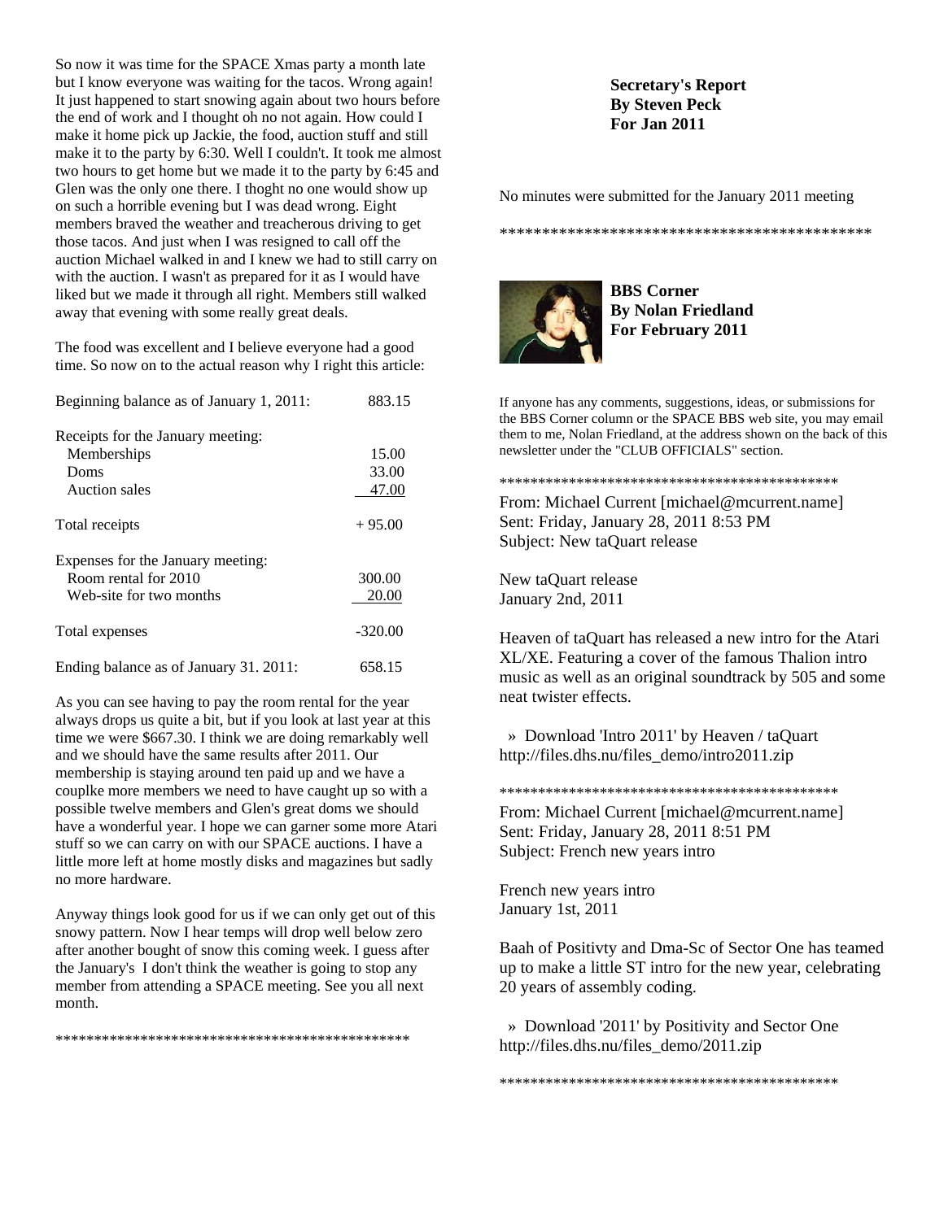So now it was time for the SPACE Xmas party a month late but I know everyone was waiting for the tacos. Wrong again! It just happened to start snowing again about two hours before the end of work and I thought oh no not again. How could I make it home pick up Jackie, the food, auction stuff and still make it to the party by 6:30. Well I couldn't. It took me almost two hours to get home but we made it to the party by 6:45 and Glen was the only one there. I thoght no one would show up on such a horrible evening but I was dead wrong. Eight members braved the weather and treacherous driving to get those tacos. And just when I was resigned to call off the auction Michael walked in and I knew we had to still carry on with the auction. I wasn't as prepared for it as I would have liked but we made it through all right. Members still walked away that evening with some really great deals.

The food was excellent and I believe everyone had a good time. So now on to the actual reason why I right this article:

| | |
|---|---|
| Beginning balance as of January 1, 2011: | 883.15 |
| Receipts for the January meeting: | |
| Memberships | 15.00 |
| Doms | 33.00 |
| Auction sales | 47.00 |
| Total receipts | + 95.00 |
| Expenses for the January meeting: | |
| Room rental for 2010 | 300.00 |
| Web-site for two months | 20.00 |
| Total expenses | -320.00 |
| Ending balance as of January 31. 2011: | 658.15 |

As you can see having to pay the room rental for the year always drops us quite a bit, but if you look at last year at this time we were $667.30. I think we are doing remarkably well and we should have the same results after 2011. Our membership is staying around ten paid up and we have a couplke more members we need to have caught up so with a possible twelve members and Glen's great doms we should have a wonderful year. I hope we can garner some more Atari stuff so we can carry on with our SPACE auctions. I have a little more left at home mostly disks and magazines but sadly no more hardware.

Anyway things look good for us if we can only get out of this snowy pattern. Now I hear temps will drop well below zero after another bought of snow this coming week. I guess after the January's I don't think the weather is going to stop any member from attending a SPACE meeting. See you all next month.

***********************************************

**Secretary's Report**
**By Steven Peck**
**For Jan 2011**

No minutes were submitted for the January 2011 meeting

***********************************************

**BBS Corner**
**By Nolan Friedland**
**For February 2011**

If anyone has any comments, suggestions, ideas, or submissions for the BBS Corner column or the SPACE BBS web site, you may email them to me, Nolan Friedland, at the address shown on the back of this newsletter under the "CLUB OFFICIALS" section.

********************************************

From: Michael Current [michael@mcurrent.name]
Sent: Friday, January 28, 2011 8:53 PM
Subject: New taQuart release

New taQuart release
January 2nd, 2011

Heaven of taQuart has released a new intro for the Atari XL/XE. Featuring a cover of the famous Thalion intro music as well as an original soundtrack by 505 and some neat twister effects.

» Download 'Intro 2011' by Heaven / taQuart
http://files.dhs.nu/files_demo/intro2011.zip

********************************************

From: Michael Current [michael@mcurrent.name]
Sent: Friday, January 28, 2011 8:51 PM
Subject: French new years intro

French new years intro
January 1st, 2011

Baah of Positivty and Dma-Sc of Sector One has teamed up to make a little ST intro for the new year, celebrating 20 years of assembly coding.

» Download '2011' by Positivity and Sector One
http://files.dhs.nu/files_demo/2011.zip

********************************************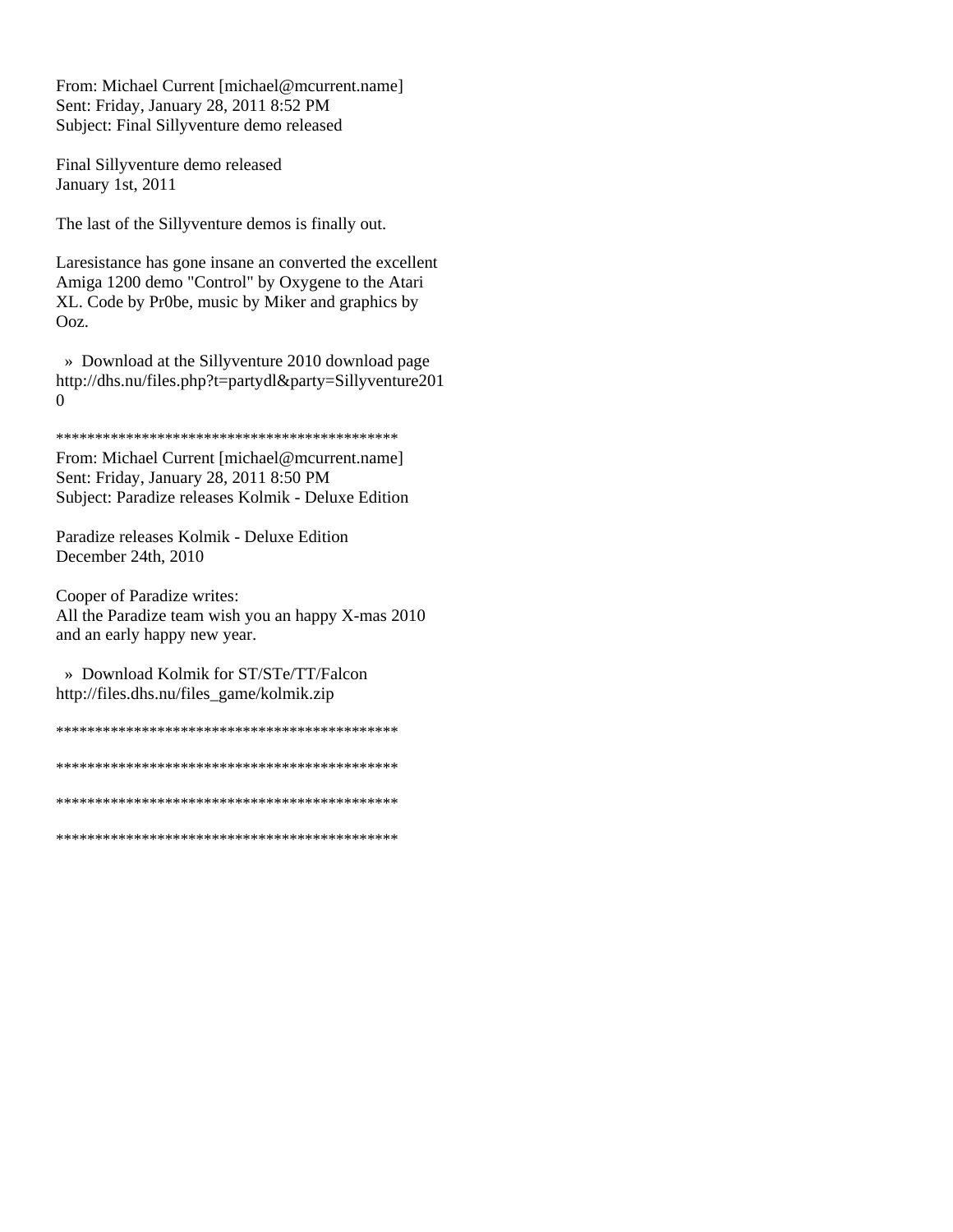From: Michael Current [michael@mcurrent.name]
Sent: Friday, January 28, 2011 8:52 PM
Subject: Final Sillyventure demo released

Final Sillyventure demo released
January 1st, 2011

The last of the Sillyventure demos is finally out.

Laresistance has gone insane an converted the excellent Amiga 1200 demo "Control" by Oxygene to the Atari XL. Code by Pr0be, music by Miker and graphics by Ooz.

» Download at the Sillyventure 2010 download page
http://dhs.nu/files.php?t=partydl&party=Sillyventure2010

********************************************
From: Michael Current [michael@mcurrent.name]
Sent: Friday, January 28, 2011 8:50 PM
Subject: Paradize releases Kolmik - Deluxe Edition

Paradize releases Kolmik - Deluxe Edition
December 24th, 2010

Cooper of Paradize writes:
All the Paradize team wish you an happy X-mas 2010 and an early happy new year.

» Download Kolmik for ST/STe/TT/Falcon
http://files.dhs.nu/files_game/kolmik.zip

********************************************

********************************************

********************************************

********************************************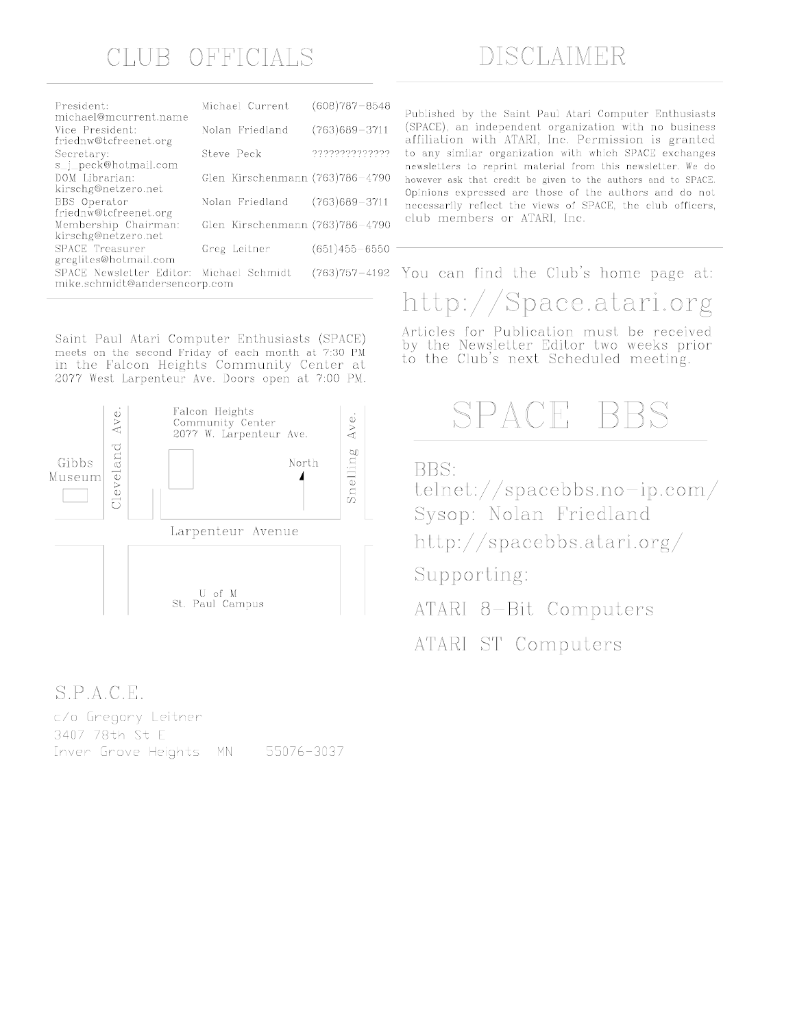# CLUB OFFICIALS

| | | |
|---|---|---|
| President: michael@mcurrent.name | Michael Current | (608)787-8548 |
| Vice President: friednw@tcfreenet.org | Nolan Friedland | (763)689-3711 |
| Secretary: s_j_peck@hotmail.com | Steve Peck | ?????????????? |
| DOM Librarian: kirschg@netzero.net | Glen Kirschenmann | (763)786-4790 |
| BBS Operator friednw@tcfreenet.org | Nolan Friedland | (763)689-3711 |
| Membership Chairman: kirschg@netzero.net | Glen Kirschenmann | (763)786-4790 |
| SPACE Treasurer greglites@hotmail.com | Greg Leitner | (651)455-6550 |
| SPACE Newsletter Editor: mike.schmidt@andersencorp.com | Michael Schmidt | (763)757-4192 |

Saint Paul Atari Computer Enthusiasts (SPACE) meets on the second Friday of each month at 7:30 PM in the Falcon Heights Community Center at 2077 West Larpenteur Ave. Doors open at 7:00 PM.

Falcon Heights Community Center 2077 W. Larpenteur Ave.

Gibbs Museum

Cleveland Ave.

Snelling Ave.

North

Larpenteur Avenue

U of M St. Paul Campus

# DISCLAIMER

Published by the Saint Paul Atari Computer Enthusiasts (SPACE), an independent organization with no business affiliation with ATARI, Inc. Permission is granted to any similar organization with which SPACE exchanges newsletters to reprint material from this newsletter. We do however ask that credit be given to the authors and to SPACE. Opinions expressed are those of the authors and do not necessarily reflect the views of SPACE, the club officers, club members or ATARI, Inc.

You can find the Club's home page at:

http://Space.atari.org

Articles for Publication must be received by the Newsletter Editor two weeks prior to the Club's next Scheduled meeting.

# SPACE BBS

BBS:
telnet://spacebbs.no-ip.com/
Sysop: Nolan Friedland
http://spacebbs.atari.org/

Supporting:

ATARI 8-Bit Computers

ATARI ST Computers

S.P.A.C.E.
c/o Gregory Leitner
3407 78th St E
Inver Grove Heights MN 55076-3037